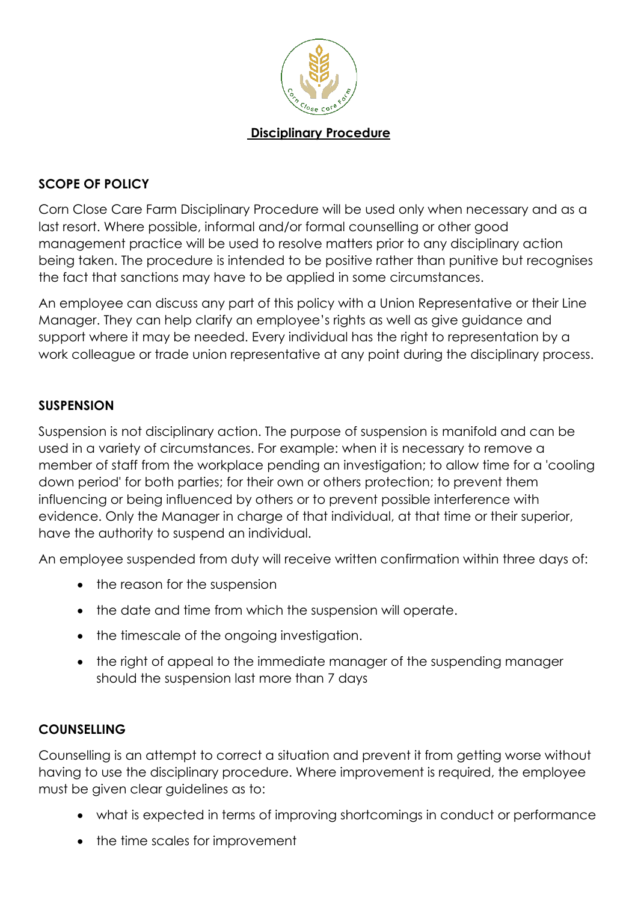# Disciplinary Procedure

## SCOPE OF POLICY

Corn Close Care Farm Disciplinary Procedure will be used only when necessary and as a last resort. Where possible, informal and/or formal counselling or other good management practice will be used to resolve matters prior to any disciplinary action being taken. The procedure is intended to be positive rather than punitive but recognises the fact that sanctions may have to be applied in some circumstances.

An employee can discuss any part of this policy with a Union Representative or their Line Manager. They can help clarify an employee's rights as well as give guidance and support where it may be needed. Every individual has the right to representation by a work colleague or trade union representative at any point during the disciplinary process.

## SUSPENSION

Suspension is not disciplinary action. The purpose of suspension is manifold and can be used in a variety of circumstances. For example: when it is necessary to remove a member of staff from the workplace pending an investigation; to allow time for a 'cooling down period' for both parties; for their own or others protection; to prevent them influencing or being influenced by others or to prevent possible interference with evidence. Only the Manager in charge of that individual, at that time or their superior, have the authority to suspend an individual.

An employee suspended from duty will receive written confirmation within three days of:

- the reason for the suspension
- the date and time from which the suspension will operate.
- the timescale of the ongoing investigation.
- the right of appeal to the immediate manager of the suspending manager should the suspension last more than 7 days

## COUNSELLING

Counselling is an attempt to correct a situation and prevent it from getting worse without having to use the disciplinary procedure. Where improvement is required, the employee must be given clear guidelines as to:

- what is expected in terms of improving shortcomings in conduct or performance
- the time scales for improvement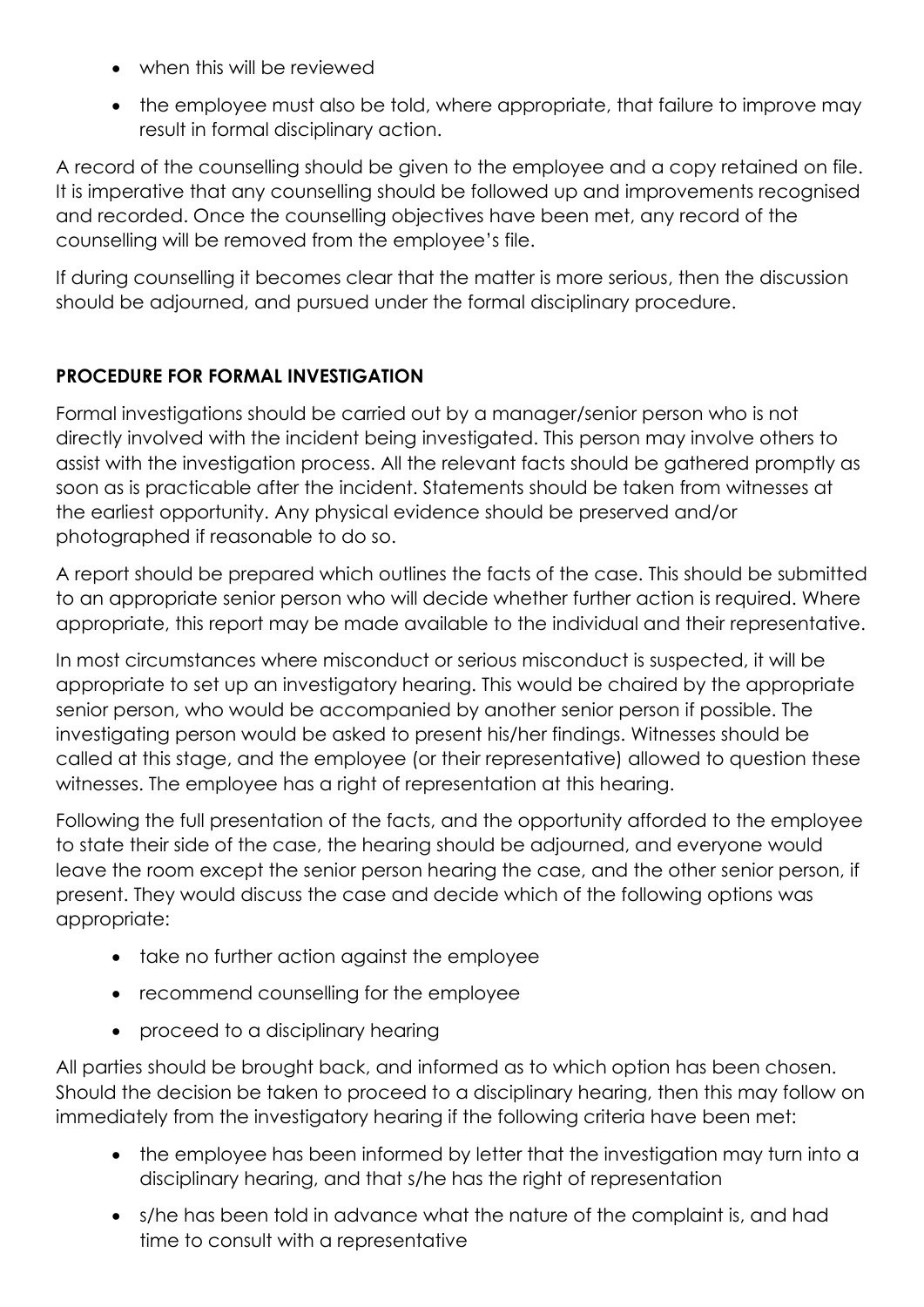- when this will be reviewed
- the employee must also be told, where appropriate, that failure to improve may result in formal disciplinary action.

A record of the counselling should be given to the employee and a copy retained on file. It is imperative that any counselling should be followed up and improvements recognised and recorded. Once the counselling objectives have been met, any record of the counselling will be removed from the employee's file.

If during counselling it becomes clear that the matter is more serious, then the discussion should be adjourned, and pursued under the formal disciplinary procedure.

**PROCEDURE FOR FORMAL INVESTIGATION**

Formal investigations should be carried out by a manager/senior person who is not directly involved with the incident being investigated. This person may involve others to assist with the investigation process. All the relevant facts should be gathered promptly as soon as is practicable after the incident. Statements should be taken from witnesses at the earliest opportunity. Any physical evidence should be preserved and/or photographed if reasonable to do so.

A report should be prepared which outlines the facts of the case. This should be submitted to an appropriate senior person who will decide whether further action is required. Where appropriate, this report may be made available to the individual and their representative.

In most circumstances where misconduct or serious misconduct is suspected, it will be appropriate to set up an investigatory hearing. This would be chaired by the appropriate senior person, who would be accompanied by another senior person if possible. The investigating person would be asked to present his/her findings. Witnesses should be called at this stage, and the employee (or their representative) allowed to question these witnesses. The employee has a right of representation at this hearing.

Following the full presentation of the facts, and the opportunity afforded to the employee to state their side of the case, the hearing should be adjourned, and everyone would leave the room except the senior person hearing the case, and the other senior person, if present. They would discuss the case and decide which of the following options was appropriate:

- take no further action against the employee
- recommend counselling for the employee
- proceed to a disciplinary hearing

All parties should be brought back, and informed as to which option has been chosen. Should the decision be taken to proceed to a disciplinary hearing, then this may follow on immediately from the investigatory hearing if the following criteria have been met:

- the employee has been informed by letter that the investigation may turn into a disciplinary hearing, and that s/he has the right of representation
- s/he has been told in advance what the nature of the complaint is, and had time to consult with a representative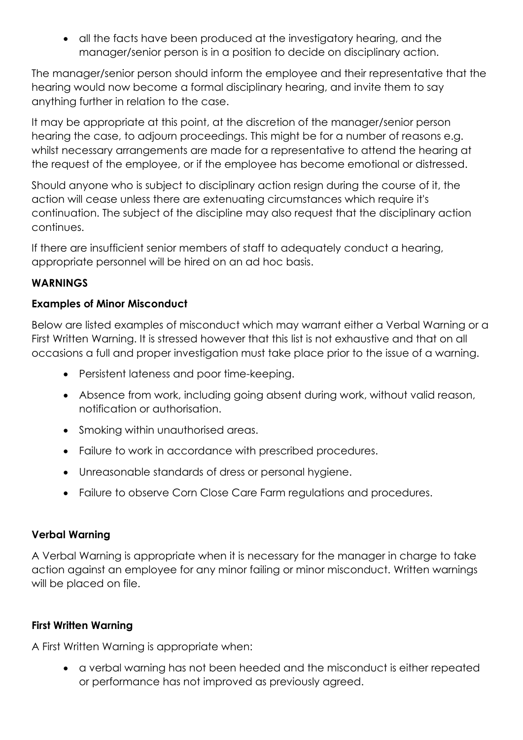- all the facts have been produced at the investigatory hearing, and the manager/senior person is in a position to decide on disciplinary action.

The manager/senior person should inform the employee and their representative that the hearing would now become a formal disciplinary hearing, and invite them to say anything further in relation to the case.

It may be appropriate at this point, at the discretion of the manager/senior person hearing the case, to adjourn proceedings. This might be for a number of reasons e.g. whilst necessary arrangements are made for a representative to attend the hearing at the request of the employee, or if the employee has become emotional or distressed.

Should anyone who is subject to disciplinary action resign during the course of it, the action will cease unless there are extenuating circumstances which require it's continuation. The subject of the discipline may also request that the disciplinary action continues.

If there are insufficient senior members of staff to adequately conduct a hearing, appropriate personnel will be hired on an ad hoc basis.

**WARNINGS**

**Examples of Minor Misconduct**

Below are listed examples of misconduct which may warrant either a Verbal Warning or a First Written Warning. It is stressed however that this list is not exhaustive and that on all occasions a full and proper investigation must take place prior to the issue of a warning.

- Persistent lateness and poor time-keeping.
- Absence from work, including going absent during work, without valid reason, notification or authorisation.
- Smoking within unauthorised areas.
- Failure to work in accordance with prescribed procedures.
- Unreasonable standards of dress or personal hygiene.
- Failure to observe Corn Close Care Farm regulations and procedures.

**Verbal Warning**

A Verbal Warning is appropriate when it is necessary for the manager in charge to take action against an employee for any minor failing or minor misconduct. Written warnings will be placed on file.

**First Written Warning**

A First Written Warning is appropriate when:

- a verbal warning has not been heeded and the misconduct is either repeated or performance has not improved as previously agreed.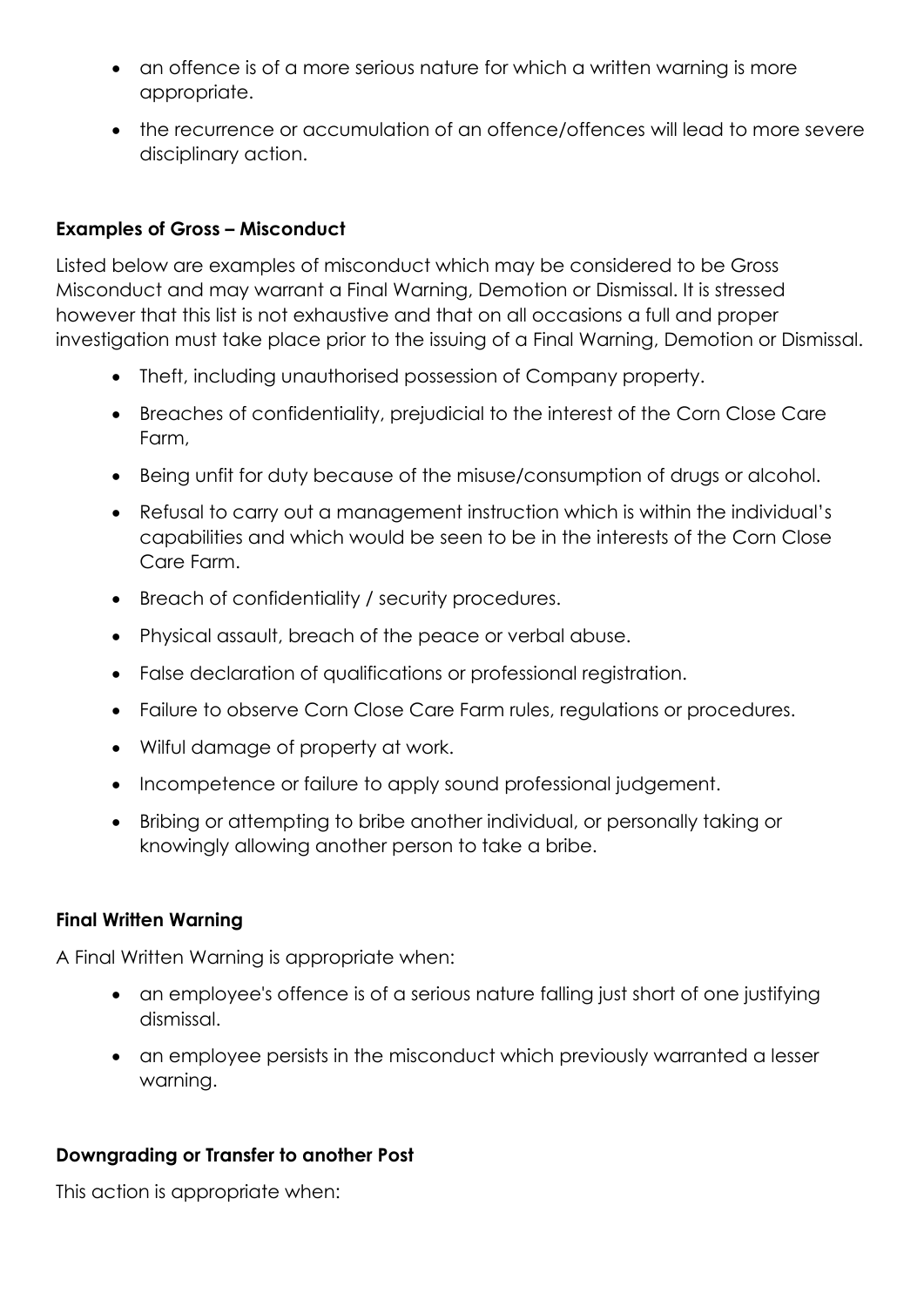- an offence is of a more serious nature for which a written warning is more appropriate.
- the recurrence or accumulation of an offence/offences will lead to more severe disciplinary action.

**Examples of Gross – Misconduct**

Listed below are examples of misconduct which may be considered to be Gross Misconduct and may warrant a Final Warning, Demotion or Dismissal. It is stressed however that this list is not exhaustive and that on all occasions a full and proper investigation must take place prior to the issuing of a Final Warning, Demotion or Dismissal.

- Theft, including unauthorised possession of Company property.
- Breaches of confidentiality, prejudicial to the interest of the Corn Close Care Farm,
- Being unfit for duty because of the misuse/consumption of drugs or alcohol.
- Refusal to carry out a management instruction which is within the individual's capabilities and which would be seen to be in the interests of the Corn Close Care Farm.
- Breach of confidentiality / security procedures.
- Physical assault, breach of the peace or verbal abuse.
- False declaration of qualifications or professional registration.
- Failure to observe Corn Close Care Farm rules, regulations or procedures.
- Wilful damage of property at work.
- Incompetence or failure to apply sound professional judgement.
- Bribing or attempting to bribe another individual, or personally taking or knowingly allowing another person to take a bribe.

**Final Written Warning**

A Final Written Warning is appropriate when:

- an employee's offence is of a serious nature falling just short of one justifying dismissal.
- an employee persists in the misconduct which previously warranted a lesser warning.

**Downgrading or Transfer to another Post**

This action is appropriate when: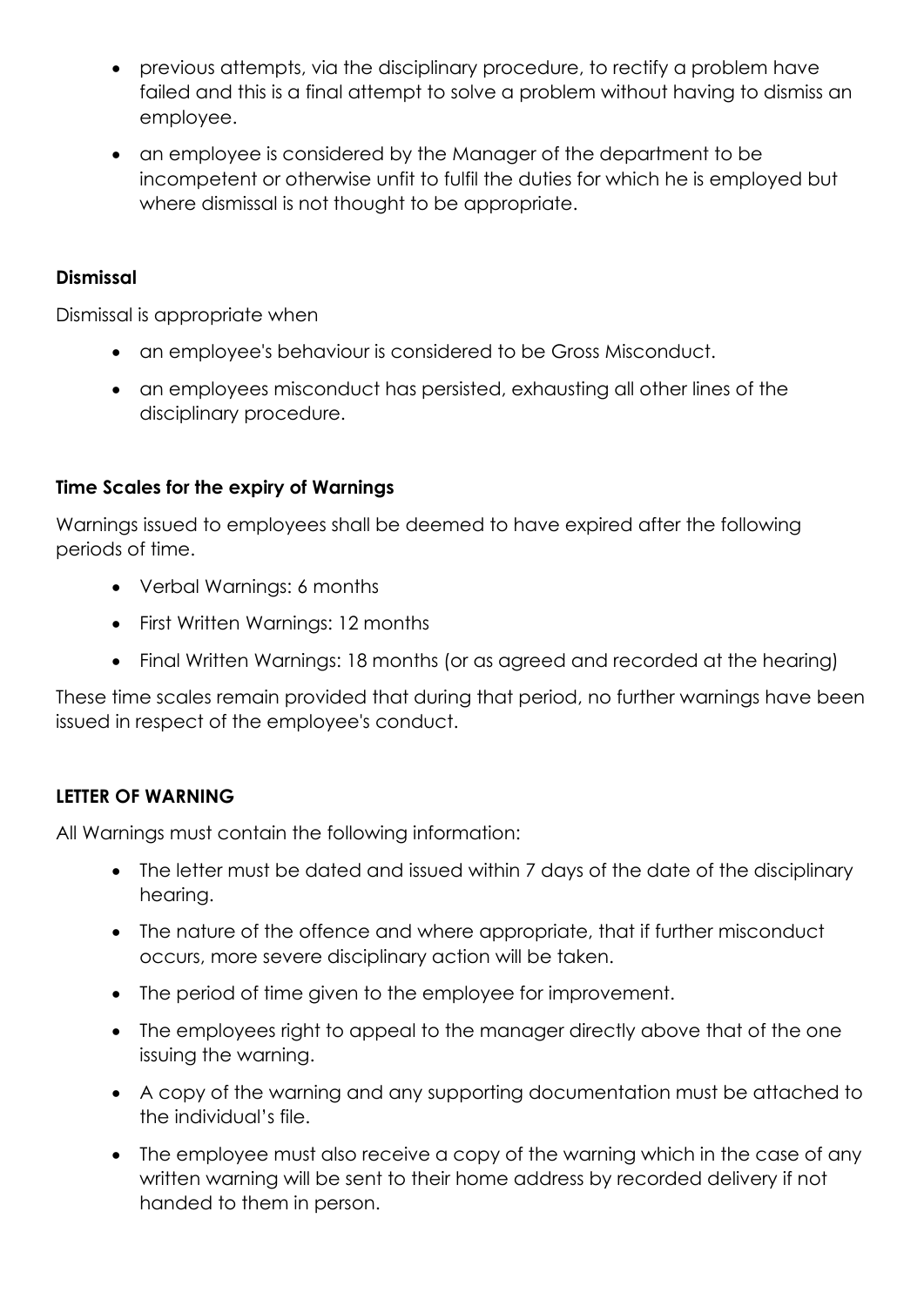- previous attempts, via the disciplinary procedure, to rectify a problem have failed and this is a final attempt to solve a problem without having to dismiss an employee.
- an employee is considered by the Manager of the department to be incompetent or otherwise unfit to fulfil the duties for which he is employed but where dismissal is not thought to be appropriate.

**Dismissal**

Dismissal is appropriate when

- an employee's behaviour is considered to be Gross Misconduct.
- an employees misconduct has persisted, exhausting all other lines of the disciplinary procedure.

**Time Scales for the expiry of Warnings**

Warnings issued to employees shall be deemed to have expired after the following periods of time.

- Verbal Warnings: 6 months
- First Written Warnings: 12 months
- Final Written Warnings: 18 months (or as agreed and recorded at the hearing)

These time scales remain provided that during that period, no further warnings have been issued in respect of the employee's conduct.

**LETTER OF WARNING**

All Warnings must contain the following information:

- The letter must be dated and issued within 7 days of the date of the disciplinary hearing.
- The nature of the offence and where appropriate, that if further misconduct occurs, more severe disciplinary action will be taken.
- The period of time given to the employee for improvement.
- The employees right to appeal to the manager directly above that of the one issuing the warning.
- A copy of the warning and any supporting documentation must be attached to the individual's file.
- The employee must also receive a copy of the warning which in the case of any written warning will be sent to their home address by recorded delivery if not handed to them in person.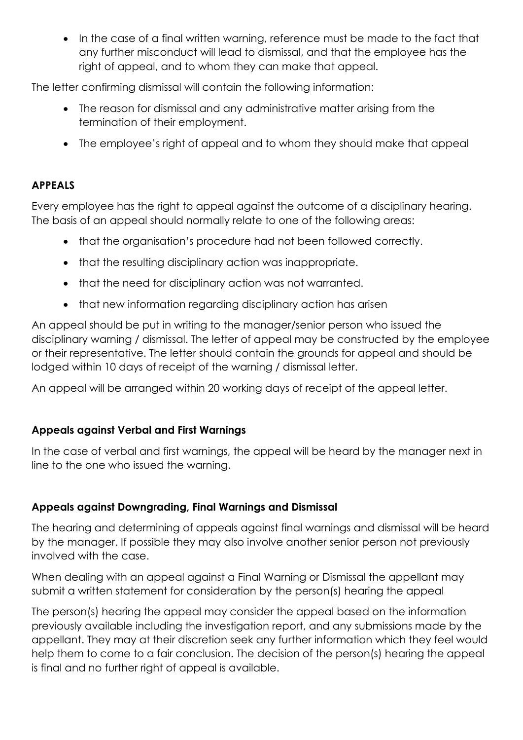- In the case of a final written warning, reference must be made to the fact that any further misconduct will lead to dismissal, and that the employee has the right of appeal, and to whom they can make that appeal.

The letter confirming dismissal will contain the following information:

- The reason for dismissal and any administrative matter arising from the termination of their employment.
- The employee's right of appeal and to whom they should make that appeal

**APPEALS**

Every employee has the right to appeal against the outcome of a disciplinary hearing. The basis of an appeal should normally relate to one of the following areas:

- that the organisation's procedure had not been followed correctly.
- that the resulting disciplinary action was inappropriate.
- that the need for disciplinary action was not warranted.
- that new information regarding disciplinary action has arisen

An appeal should be put in writing to the manager/senior person who issued the disciplinary warning / dismissal. The letter of appeal may be constructed by the employee or their representative. The letter should contain the grounds for appeal and should be lodged within 10 days of receipt of the warning / dismissal letter.

An appeal will be arranged within 20 working days of receipt of the appeal letter.

**Appeals against Verbal and First Warnings**

In the case of verbal and first warnings, the appeal will be heard by the manager next in line to the one who issued the warning.

**Appeals against Downgrading, Final Warnings and Dismissal**

The hearing and determining of appeals against final warnings and dismissal will be heard by the manager. If possible they may also involve another senior person not previously involved with the case.

When dealing with an appeal against a Final Warning or Dismissal the appellant may submit a written statement for consideration by the person(s) hearing the appeal

The person(s) hearing the appeal may consider the appeal based on the information previously available including the investigation report, and any submissions made by the appellant. They may at their discretion seek any further information which they feel would help them to come to a fair conclusion. The decision of the person(s) hearing the appeal is final and no further right of appeal is available.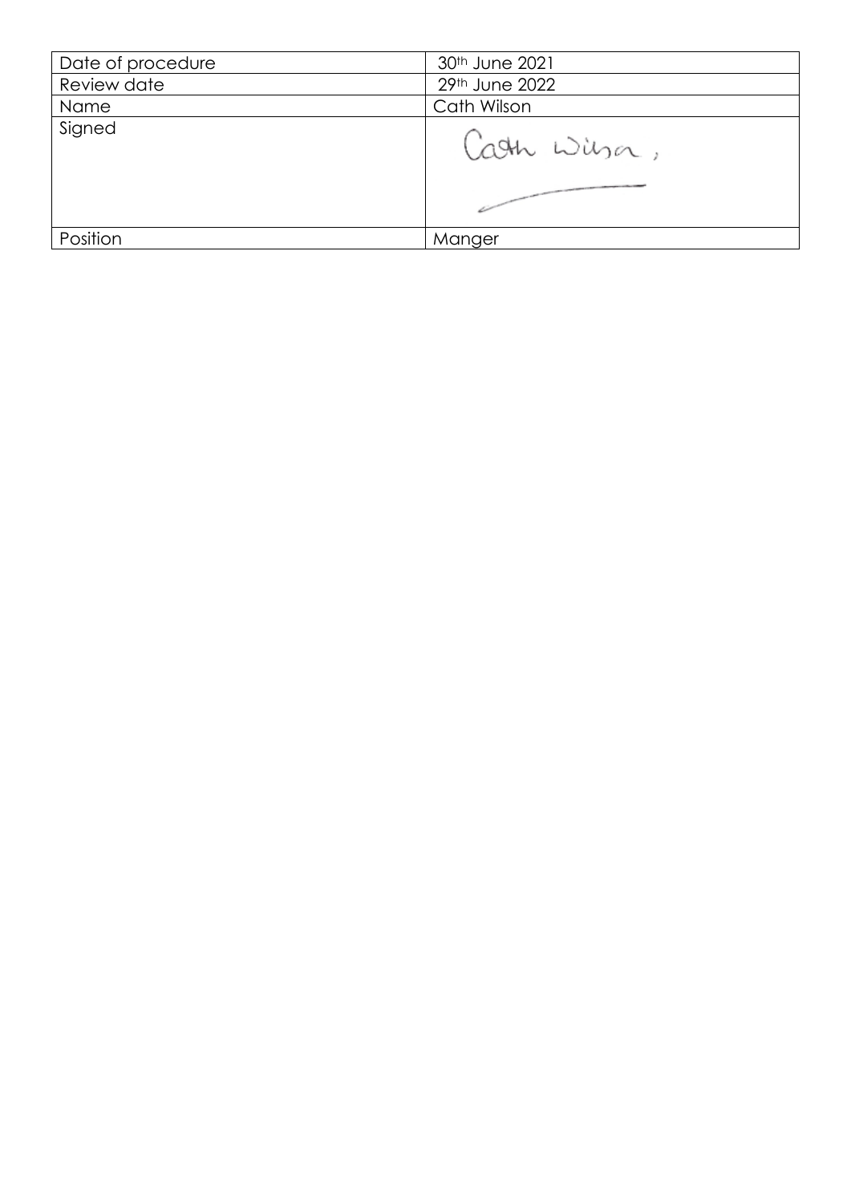| | |
|---|---|
| Date of procedure | 30th June 2021 |
| Review date | 29th June 2022 |
| Name | Cath Wilson |
| Signed | Cath Wilson, |
| Position | Manger |